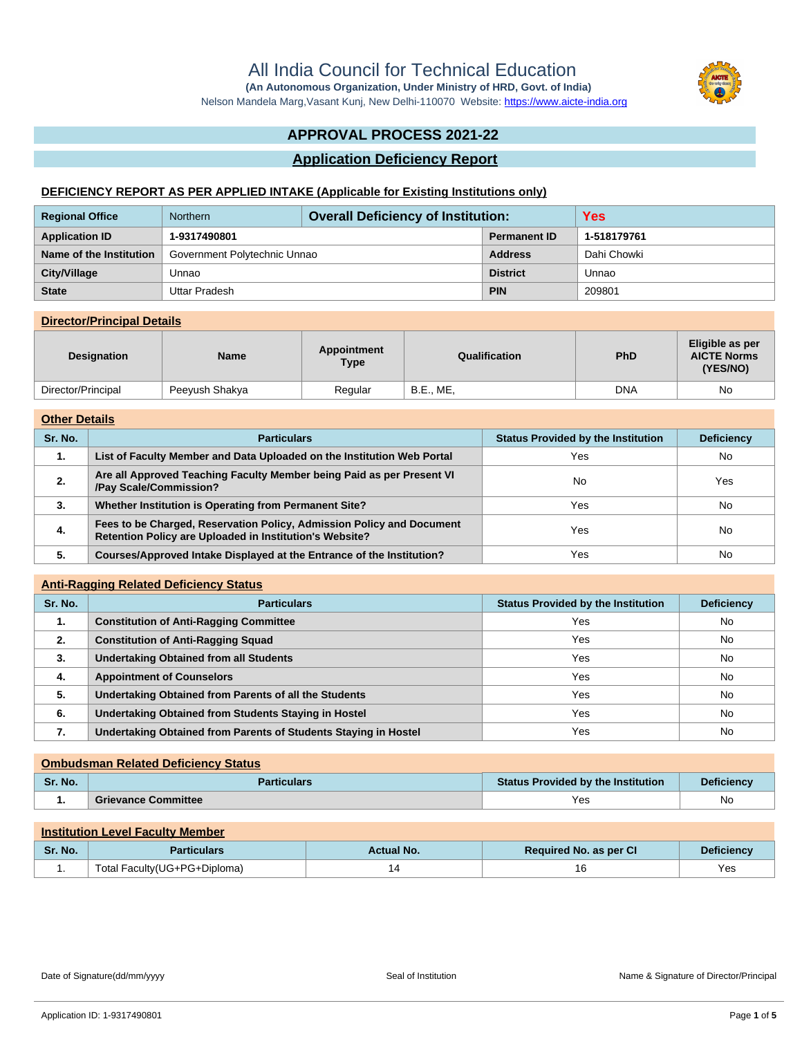# All India Council for Technical Education

**(An Autonomous Organization, Under Ministry of HRD, Govt. of India)**

Nelson Mandela Marg,Vasant Kunj, New Delhi-110070 Website: https://www.aicte-india.org

## APPROVAL PROCESS 2021-22

## Application Deficiency Report

### DEFICIENCY REPORT AS PER APPLIED INTAKE (Applicable for Existing Institutions only)

| Regional Office | Northern | Overall Deficiency of Institution: | Yes |
|---|---|---|---|
| Application ID | 1-9317490801 | Permanent ID | 1-518179761 |
| Name of the Institution | Government Polytechnic Unnao | Address | Dahi Chowki |
| City/Village | Unnao | District | Unnao |
| State | Uttar Pradesh | PIN | 209801 |

### Director/Principal Details

| Designation | Name | Appointment Type | Qualification | PhD | Eligible as per AICTE Norms (YES/NO) |
|---|---|---|---|---|---|
| Director/Principal | Peeyush Shakya | Regular | B.E., ME, | DNA | No |

### Other Details

| Sr. No. | Particulars | Status Provided by the Institution | Deficiency |
|---|---|---|---|
| 1. | List of Faculty Member and Data Uploaded on the Institution Web Portal | Yes | No |
| 2. | Are all Approved Teaching Faculty Member being Paid as per Present VI /Pay Scale/Commission? | No | Yes |
| 3. | Whether Institution is Operating from Permanent Site? | Yes | No |
| 4. | Fees to be Charged, Reservation Policy, Admission Policy and Document Retention Policy are Uploaded in Institution's Website? | Yes | No |
| 5. | Courses/Approved Intake Displayed at the Entrance of the Institution? | Yes | No |

### Anti-Ragging Related Deficiency Status

| Sr. No. | Particulars | Status Provided by the Institution | Deficiency |
|---|---|---|---|
| 1. | Constitution of Anti-Ragging Committee | Yes | No |
| 2. | Constitution of Anti-Ragging Squad | Yes | No |
| 3. | Undertaking Obtained from all Students | Yes | No |
| 4. | Appointment of Counselors | Yes | No |
| 5. | Undertaking Obtained from Parents of all the Students | Yes | No |
| 6. | Undertaking Obtained from Students Staying in Hostel | Yes | No |
| 7. | Undertaking Obtained from Parents of Students Staying in Hostel | Yes | No |

### Ombudsman Related Deficiency Status

| Sr. No. | Particulars | Status Provided by the Institution | Deficiency |
|---|---|---|---|
| 1. | Grievance Committee | Yes | No |

### Institution Level Faculty Member

| Sr. No. | Particulars | Actual No. | Required No. as per CI | Deficiency |
|---|---|---|---|---|
| 1. | Total Faculty(UG+PG+Diploma) | 14 | 16 | Yes |

Date of Signature(dd/mm/yyyy) Seal of Institution Name & Signature of Director/Principal

Application ID: 1-9317490801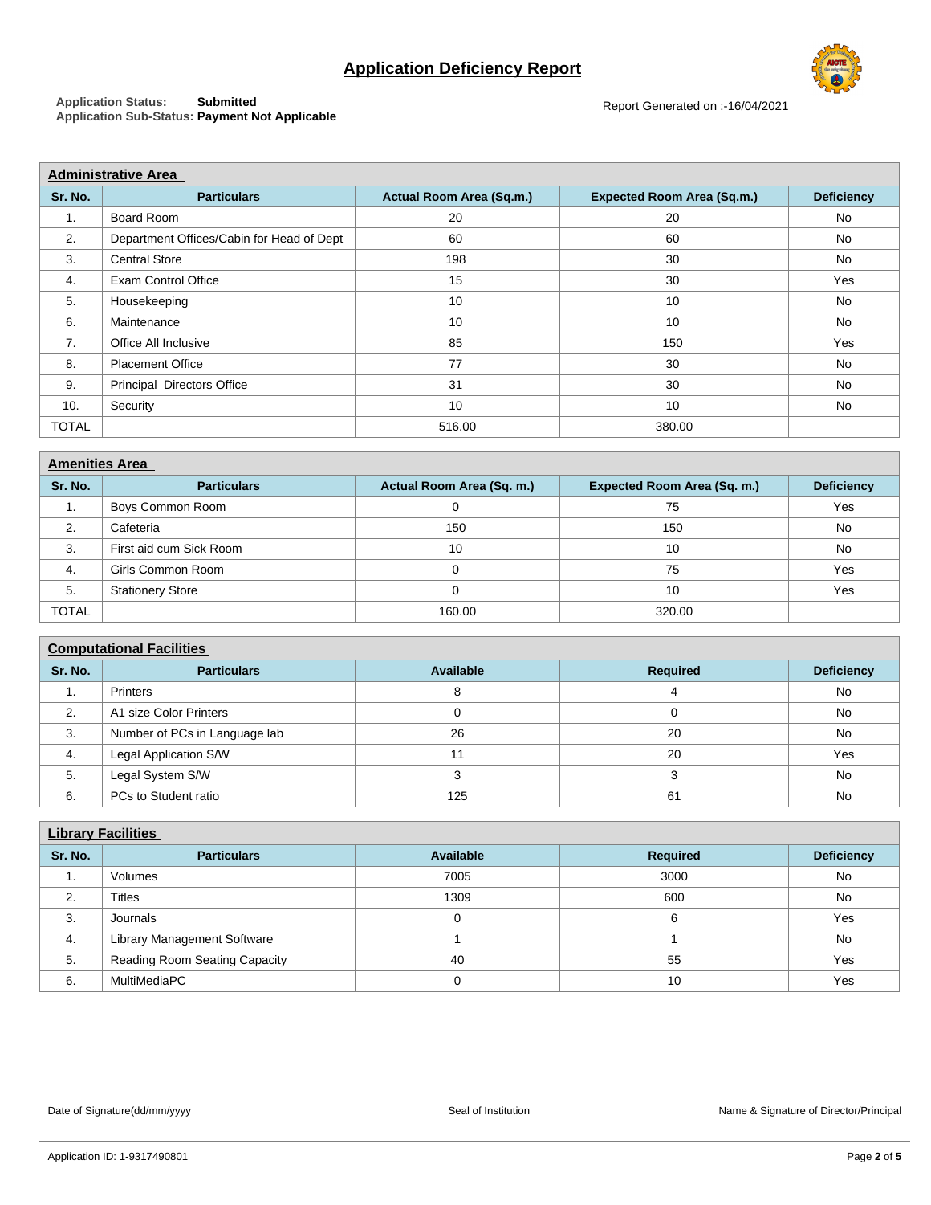# Application Deficiency Report

**Application Status:** **Submitted**
**Application Sub-Status:** **Payment Not Applicable**

Report Generated on :-16/04/2021

## Administrative Area

| Sr. No. | Particulars | Actual Room Area (Sq.m.) | Expected Room Area (Sq.m.) | Deficiency |
|---|---|---|---|---|
| 1. | Board Room | 20 | 20 | No |
| 2. | Department Offices/Cabin for Head of Dept | 60 | 60 | No |
| 3. | Central Store | 198 | 30 | No |
| 4. | Exam Control Office | 15 | 30 | Yes |
| 5. | Housekeeping | 10 | 10 | No |
| 6. | Maintenance | 10 | 10 | No |
| 7. | Office All Inclusive | 85 | 150 | Yes |
| 8. | Placement Office | 77 | 30 | No |
| 9. | Principal Directors Office | 31 | 30 | No |
| 10. | Security | 10 | 10 | No |
| TOTAL | | 516.00 | 380.00 | |

## Amenities Area

| Sr. No. | Particulars | Actual Room Area (Sq. m.) | Expected Room Area (Sq. m.) | Deficiency |
|---|---|---|---|---|
| 1. | Boys Common Room | 0 | 75 | Yes |
| 2. | Cafeteria | 150 | 150 | No |
| 3. | First aid cum Sick Room | 10 | 10 | No |
| 4. | Girls Common Room | 0 | 75 | Yes |
| 5. | Stationery Store | 0 | 10 | Yes |
| TOTAL | | 160.00 | 320.00 | |

## Computational Facilities

| Sr. No. | Particulars | Available | Required | Deficiency |
|---|---|---|---|---|
| 1. | Printers | 8 | 4 | No |
| 2. | A1 size Color Printers | 0 | 0 | No |
| 3. | Number of PCs in Language lab | 26 | 20 | No |
| 4. | Legal Application S/W | 11 | 20 | Yes |
| 5. | Legal System S/W | 3 | 3 | No |
| 6. | PCs to Student ratio | 125 | 61 | No |

## Library Facilities

| Sr. No. | Particulars | Available | Required | Deficiency |
|---|---|---|---|---|
| 1. | Volumes | 7005 | 3000 | No |
| 2. | Titles | 1309 | 600 | No |
| 3. | Journals | 0 | 6 | Yes |
| 4. | Library Management Software | 1 | 1 | No |
| 5. | Reading Room Seating Capacity | 40 | 55 | Yes |
| 6. | MultiMediaPC | 0 | 10 | Yes |

Date of Signature(dd/mm/yyyy) | Seal of Institution | Name & Signature of Director/Principal

Application ID: 1-9317490801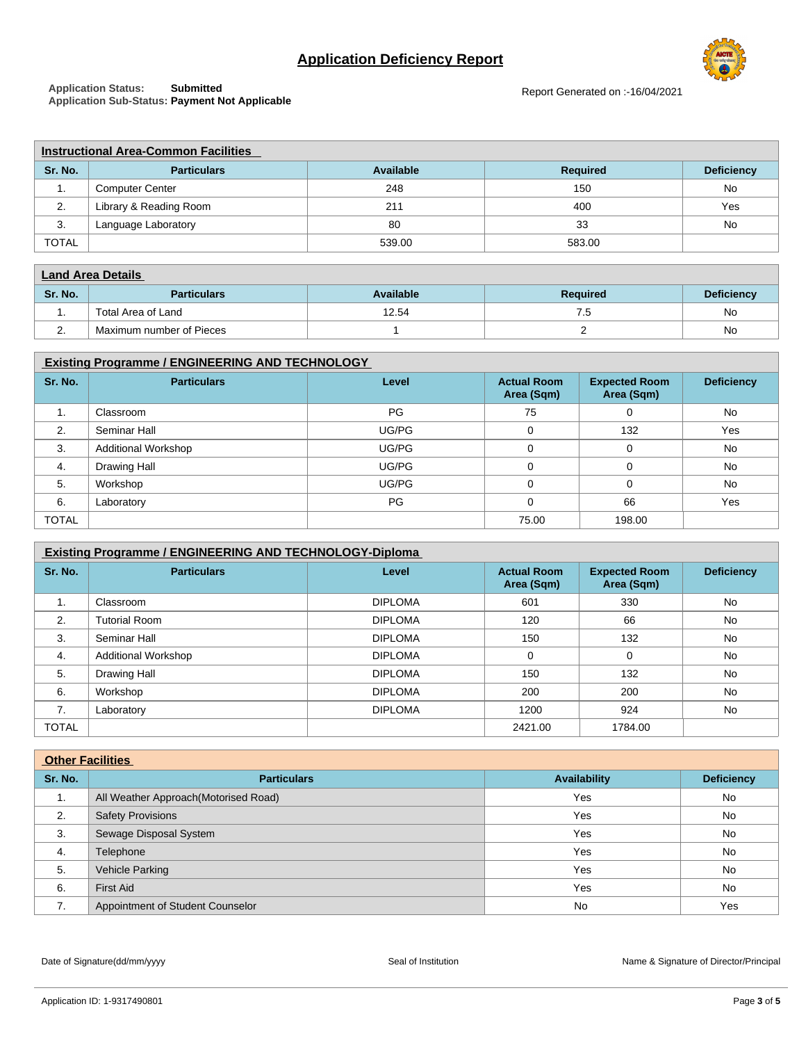# Application Deficiency Report

**Application Status:** Submitted
**Application Sub-Status:** Payment Not Applicable

Report Generated on :-16/04/2021

| **Instructional Area-Common Facilities** | | | | |
|---|---|---|---|---|
| **Sr. No.** | **Particulars** | **Available** | **Required** | **Deficiency** |
| 1. | Computer Center | 248 | 150 | No |
| 2. | Library & Reading Room | 211 | 400 | Yes |
| 3. | Language Laboratory | 80 | 33 | No |
| TOTAL | | 539.00 | 583.00 | |

| **Land Area Details** | | | | |
|---|---|---|---|---|
| **Sr. No.** | **Particulars** | **Available** | **Required** | **Deficiency** |
| 1. | Total Area of Land | 12.54 | 7.5 | No |
| 2. | Maximum number of Pieces | 1 | 2 | No |

| **Existing Programme / ENGINEERING AND TECHNOLOGY** | | | | | |
|---|---|---|---|---|---|
| **Sr. No.** | **Particulars** | **Level** | **Actual Room Area (Sqm)** | **Expected Room Area (Sqm)** | **Deficiency** |
| 1. | Classroom | PG | 75 | 0 | No |
| 2. | Seminar Hall | UG/PG | 0 | 132 | Yes |
| 3. | Additional Workshop | UG/PG | 0 | 0 | No |
| 4. | Drawing Hall | UG/PG | 0 | 0 | No |
| 5. | Workshop | UG/PG | 0 | 0 | No |
| 6. | Laboratory | PG | 0 | 66 | Yes |
| TOTAL | | | 75.00 | 198.00 | |

| **Existing Programme / ENGINEERING AND TECHNOLOGY-Diploma** | | | | | |
|---|---|---|---|---|---|
| **Sr. No.** | **Particulars** | **Level** | **Actual Room Area (Sqm)** | **Expected Room Area (Sqm)** | **Deficiency** |
| 1. | Classroom | DIPLOMA | 601 | 330 | No |
| 2. | Tutorial Room | DIPLOMA | 120 | 66 | No |
| 3. | Seminar Hall | DIPLOMA | 150 | 132 | No |
| 4. | Additional Workshop | DIPLOMA | 0 | 0 | No |
| 5. | Drawing Hall | DIPLOMA | 150 | 132 | No |
| 6. | Workshop | DIPLOMA | 200 | 200 | No |
| 7. | Laboratory | DIPLOMA | 1200 | 924 | No |
| TOTAL | | | 2421.00 | 1784.00 | |

| **Other Facilities** | | | |
|---|---|---|---|
| **Sr. No.** | **Particulars** | **Availability** | **Deficiency** |
| 1. | All Weather Approach(Motorised Road) | Yes | No |
| 2. | Safety Provisions | Yes | No |
| 3. | Sewage Disposal System | Yes | No |
| 4. | Telephone | Yes | No |
| 5. | Vehicle Parking | Yes | No |
| 6. | First Aid | Yes | No |
| 7. | Appointment of Student Counselor | No | Yes |

Date of Signature(dd/mm/yyyy) Seal of Institution Name & Signature of Director/Principal

Application ID: 1-9317490801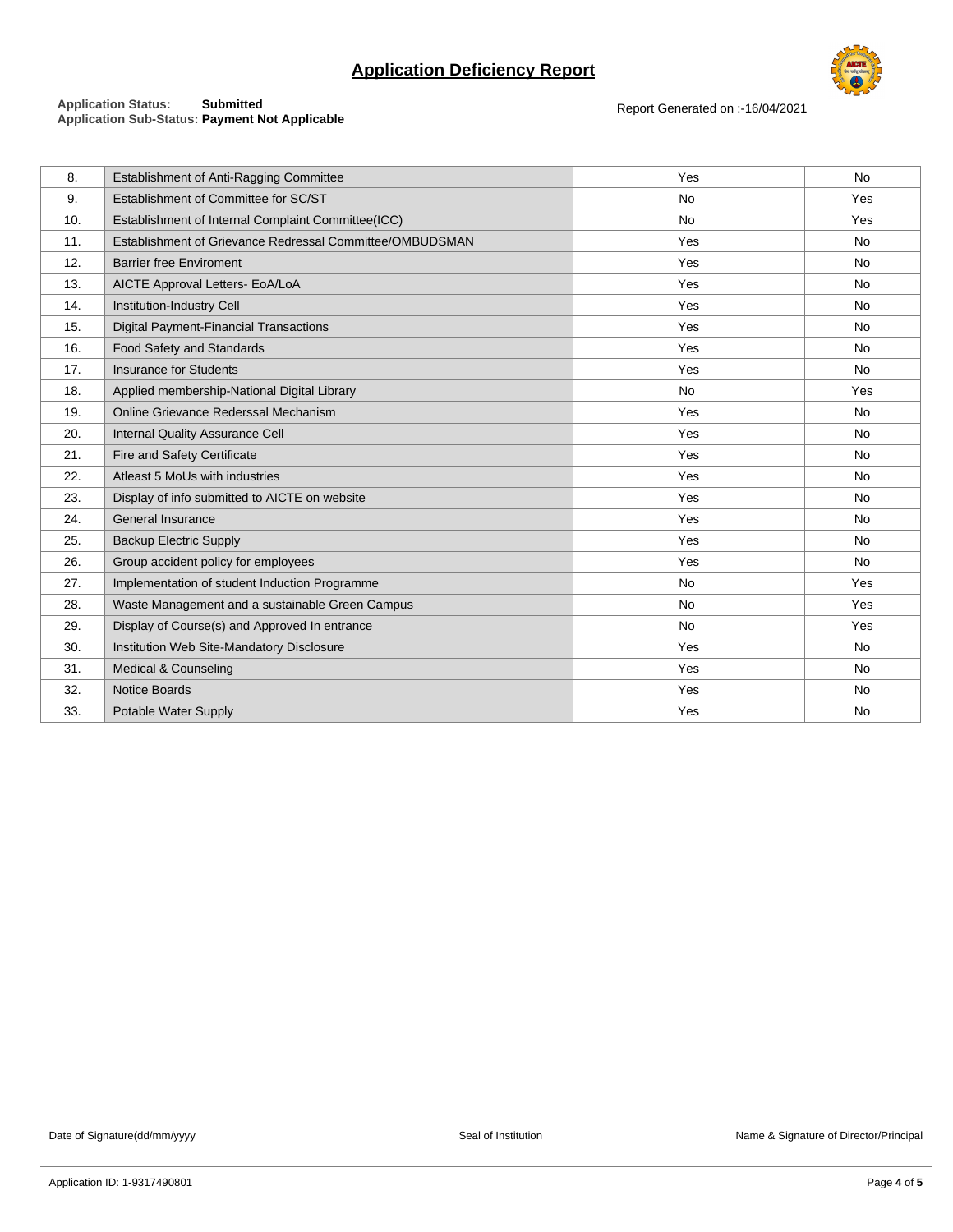# Application Deficiency Report

**Application Status:** **Submitted**
**Application Sub-Status:** **Payment Not Applicable**

Report Generated on :-16/04/2021

| | | | |
|---|---|---|---|
| 8. | Establishment of Anti-Ragging Committee | Yes | No |
| 9. | Establishment of Committee for SC/ST | No | Yes |
| 10. | Establishment of Internal Complaint Committee(ICC) | No | Yes |
| 11. | Establishment of Grievance Redressal Committee/OMBUDSMAN | Yes | No |
| 12. | Barrier free Enviroment | Yes | No |
| 13. | AICTE Approval Letters- EoA/LoA | Yes | No |
| 14. | Institution-Industry Cell | Yes | No |
| 15. | Digital Payment-Financial Transactions | Yes | No |
| 16. | Food Safety and Standards | Yes | No |
| 17. | Insurance for Students | Yes | No |
| 18. | Applied membership-National Digital Library | No | Yes |
| 19. | Online Grievance Rederssal Mechanism | Yes | No |
| 20. | Internal Quality Assurance Cell | Yes | No |
| 21. | Fire and Safety Certificate | Yes | No |
| 22. | Atleast 5 MoUs with industries | Yes | No |
| 23. | Display of info submitted to AICTE on website | Yes | No |
| 24. | General Insurance | Yes | No |
| 25. | Backup Electric Supply | Yes | No |
| 26. | Group accident policy for employees | Yes | No |
| 27. | Implementation of student Induction Programme | No | Yes |
| 28. | Waste Management and a sustainable Green Campus | No | Yes |
| 29. | Display of Course(s) and Approved In entrance | No | Yes |
| 30. | Institution Web Site-Mandatory Disclosure | Yes | No |
| 31. | Medical & Counseling | Yes | No |
| 32. | Notice Boards | Yes | No |
| 33. | Potable Water Supply | Yes | No |

Date of Signature(dd/mm/yyyy) Seal of Institution Name & Signature of Director/Principal

Application ID: 1-9317490801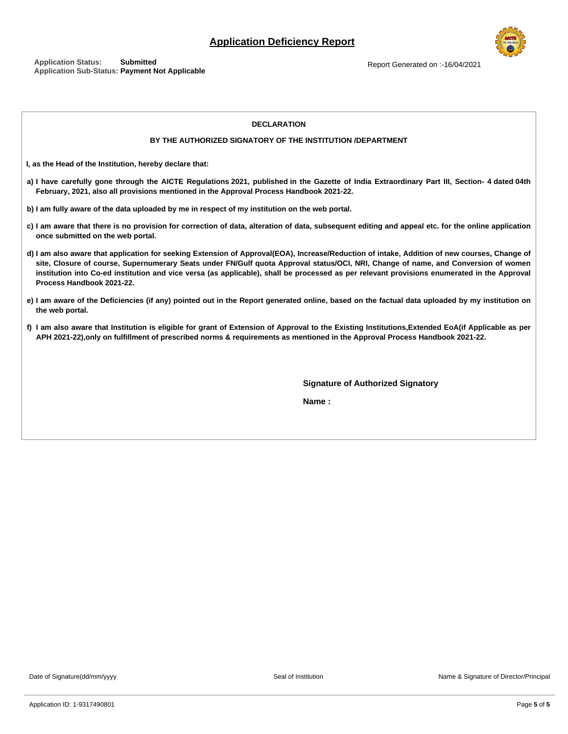# Application Deficiency Report

**Application Status:** **Submitted**
**Application Sub-Status:** **Payment Not Applicable**

Report Generated on :-16/04/2021

## DECLARATION

### BY THE AUTHORIZED SIGNATORY OF THE INSTITUTION /DEPARTMENT

**I, as the Head of the Institution, hereby declare that:**

**a) I have carefully gone through the AICTE Regulations 2021, published in the Gazette of India Extraordinary Part III, Section- 4 dated 04th February, 2021, also all provisions mentioned in the Approval Process Handbook 2021-22.**

**b) I am fully aware of the data uploaded by me in respect of my institution on the web portal.**

**c) I am aware that there is no provision for correction of data, alteration of data, subsequent editing and appeal etc. for the online application once submitted on the web portal.**

**d) I am also aware that application for seeking Extension of Approval(EOA), Increase/Reduction of intake, Addition of new courses, Change of site, Closure of course, Supernumerary Seats under FN/Gulf quota Approval status/OCI, NRI, Change of name, and Conversion of women institution into Co-ed institution and vice versa (as applicable), shall be processed as per relevant provisions enumerated in the Approval Process Handbook 2021-22.**

**e) I am aware of the Deficiencies (if any) pointed out in the Report generated online, based on the factual data uploaded by my institution on the web portal.**

**f) I am also aware that Institution is eligible for grant of Extension of Approval to the Existing Institutions,Extended EoA(if Applicable as per APH 2021-22),only on fulfillment of prescribed norms & requirements as mentioned in the Approval Process Handbook 2021-22.**

**Signature of Authorized Signatory**

**Name :**

Date of Signature(dd/mm/yyyy)

Seal of Institution

Name & Signature of Director/Principal

Application ID: 1-9317490801